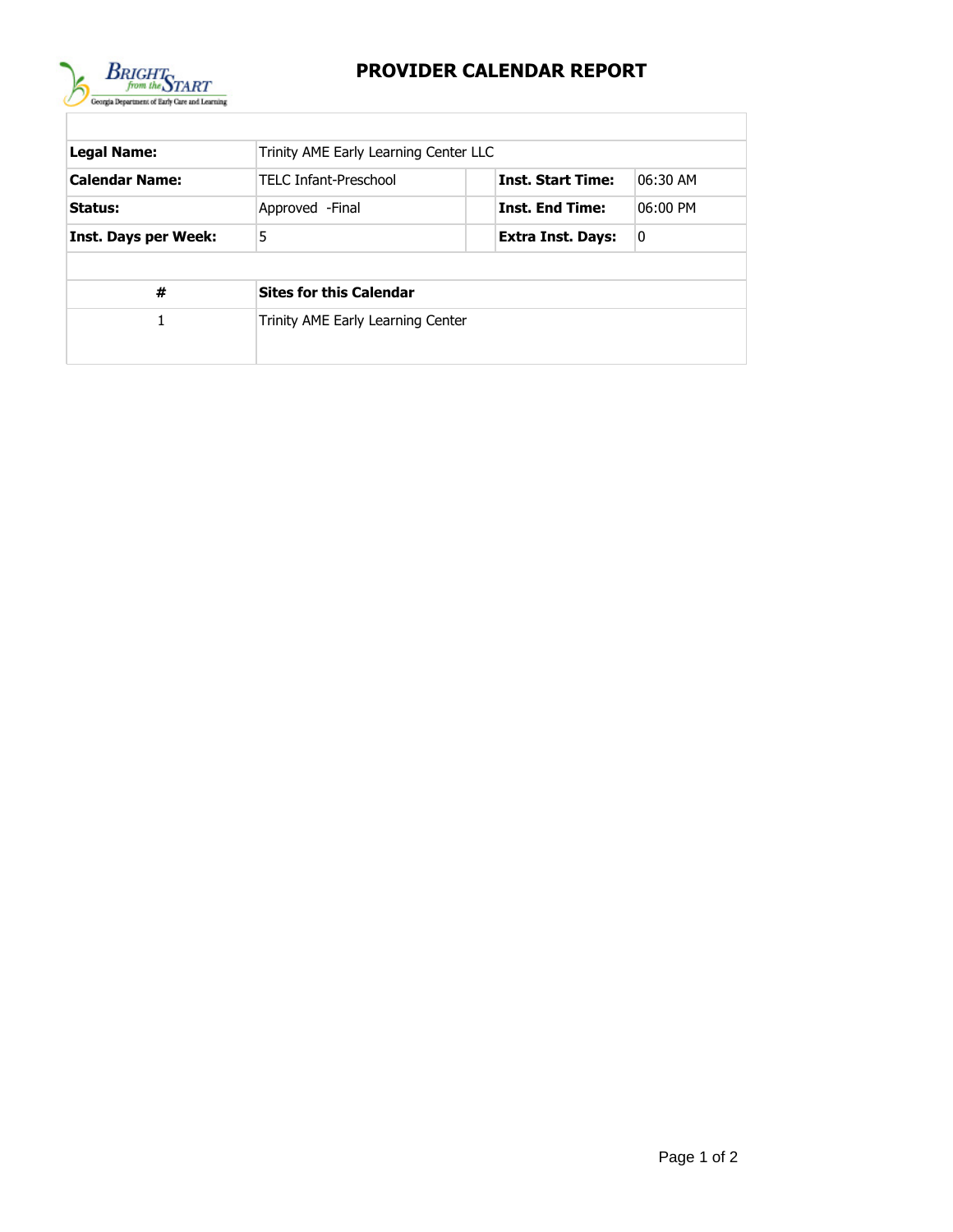# PROVIDER CALENDAR REPORT

| | | | | |
|---|---|---|---|---|
| **Legal Name:** | Trinity AME Early Learning Center LLC | | | |
| **Calendar Name:** | TELC Infant-Preschool | | **Inst. Start Time:** | 06:30 AM |
| **Status:** | Approved -Final | | **Inst. End Time:** | 06:00 PM |
| **Inst. Days per Week:** | 5 | | **Extra Inst. Days:** | 0 |

| # | Sites for this Calendar |
|---|---|
| 1 | Trinity AME Early Learning Center |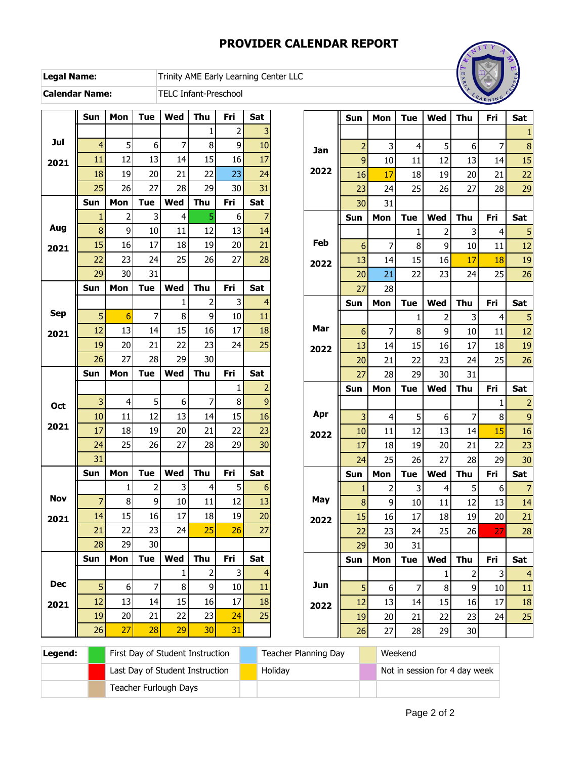# PROVIDER CALENDAR REPORT

| | |
|---|---|
| **Legal Name:** | Trinity AME Early Learning Center LLC |
| **Calendar Name:** | TELC Infant-Preschool |

| | Sun | Mon | Tue | Wed | Thu | Fri | Sat |
|---|---|---|---|---|---|---|---|
| **Jul 2021** | | | | | 1 | 2 | 3 |
| | 4 | 5 | 6 | 7 | 8 | 9 | 10 |
| | 11 | 12 | 13 | 14 | 15 | 16 | 17 |
| | 18 | 19 | 20 | 21 | 22 | 23 | 24 |
| | 25 | 26 | 27 | 28 | 29 | 30 | 31 |
| **Aug 2021** | 1 | 2 | 3 | 4 | 5 | 6 | 7 |
| | 8 | 9 | 10 | 11 | 12 | 13 | 14 |
| | 15 | 16 | 17 | 18 | 19 | 20 | 21 |
| | 22 | 23 | 24 | 25 | 26 | 27 | 28 |
| | 29 | 30 | 31 | | | | |
| **Sep 2021** | | | | 1 | 2 | 3 | 4 |
| | 5 | 6 | 7 | 8 | 9 | 10 | 11 |
| | 12 | 13 | 14 | 15 | 16 | 17 | 18 |
| | 19 | 20 | 21 | 22 | 23 | 24 | 25 |
| | 26 | 27 | 28 | 29 | 30 | | |
| **Oct 2021** | | | | | | 1 | 2 |
| | 3 | 4 | 5 | 6 | 7 | 8 | 9 |
| | 10 | 11 | 12 | 13 | 14 | 15 | 16 |
| | 17 | 18 | 19 | 20 | 21 | 22 | 23 |
| | 24 | 25 | 26 | 27 | 28 | 29 | 30 |
| | 31 | | | | | | |
| **Nov 2021** | | 1 | 2 | 3 | 4 | 5 | 6 |
| | 7 | 8 | 9 | 10 | 11 | 12 | 13 |
| | 14 | 15 | 16 | 17 | 18 | 19 | 20 |
| | 21 | 22 | 23 | 24 | 25 | 26 | 27 |
| | 28 | 29 | 30 | | | | |
| **Dec 2021** | | | | 1 | 2 | 3 | 4 |
| | 5 | 6 | 7 | 8 | 9 | 10 | 11 |
| | 12 | 13 | 14 | 15 | 16 | 17 | 18 |
| | 19 | 20 | 21 | 22 | 23 | 24 | 25 |
| | 26 | 27 | 28 | 29 | 30 | 31 | |

| | Sun | Mon | Tue | Wed | Thu | Fri | Sat |
|---|---|---|---|---|---|---|---|
| **Jan 2022** | | | | | | | 1 |
| | 2 | 3 | 4 | 5 | 6 | 7 | 8 |
| | 9 | 10 | 11 | 12 | 13 | 14 | 15 |
| | 16 | 17 | 18 | 19 | 20 | 21 | 22 |
| | 23 | 24 | 25 | 26 | 27 | 28 | 29 |
| | 30 | 31 | | | | | |
| **Feb 2022** | | | 1 | 2 | 3 | 4 | 5 |
| | 6 | 7 | 8 | 9 | 10 | 11 | 12 |
| | 13 | 14 | 15 | 16 | 17 | 18 | 19 |
| | 20 | 21 | 22 | 23 | 24 | 25 | 26 |
| | 27 | 28 | | | | | |
| **Mar 2022** | | | 1 | 2 | 3 | 4 | 5 |
| | 6 | 7 | 8 | 9 | 10 | 11 | 12 |
| | 13 | 14 | 15 | 16 | 17 | 18 | 19 |
| | 20 | 21 | 22 | 23 | 24 | 25 | 26 |
| | 27 | 28 | 29 | 30 | 31 | | |
| **Apr 2022** | | | | | | 1 | 2 |
| | 3 | 4 | 5 | 6 | 7 | 8 | 9 |
| | 10 | 11 | 12 | 13 | 14 | 15 | 16 |
| | 17 | 18 | 19 | 20 | 21 | 22 | 23 |
| | 24 | 25 | 26 | 27 | 28 | 29 | 30 |
| **May 2022** | 1 | 2 | 3 | 4 | 5 | 6 | 7 |
| | 8 | 9 | 10 | 11 | 12 | 13 | 14 |
| | 15 | 16 | 17 | 18 | 19 | 20 | 21 |
| | 22 | 23 | 24 | 25 | 26 | 27 | 28 |
| | 29 | 30 | 31 | | | | |
| **Jun 2022** | | | | 1 | 2 | 3 | 4 |
| | 5 | 6 | 7 | 8 | 9 | 10 | 11 |
| | 12 | 13 | 14 | 15 | 16 | 17 | 18 |
| | 19 | 20 | 21 | 22 | 23 | 24 | 25 |
| | 26 | 27 | 28 | 29 | 30 | | |

**Legend:**
- First Day of Student Instruction: Aug 5, 2021
- Last Day of Student Instruction: May 27, 2022
- Teacher Furlough Days
- Teacher Planning Day: Jul 23, 2021; Feb 21, 2022
- Holiday: Sep 6, 2021; Nov 25–26, 2021; Dec 24, 2021; Dec 27–31, 2021; Jan 17, 2022; Feb 17–18, 2022; Apr 15, 2022
- Weekend
- Not in session for 4 day week